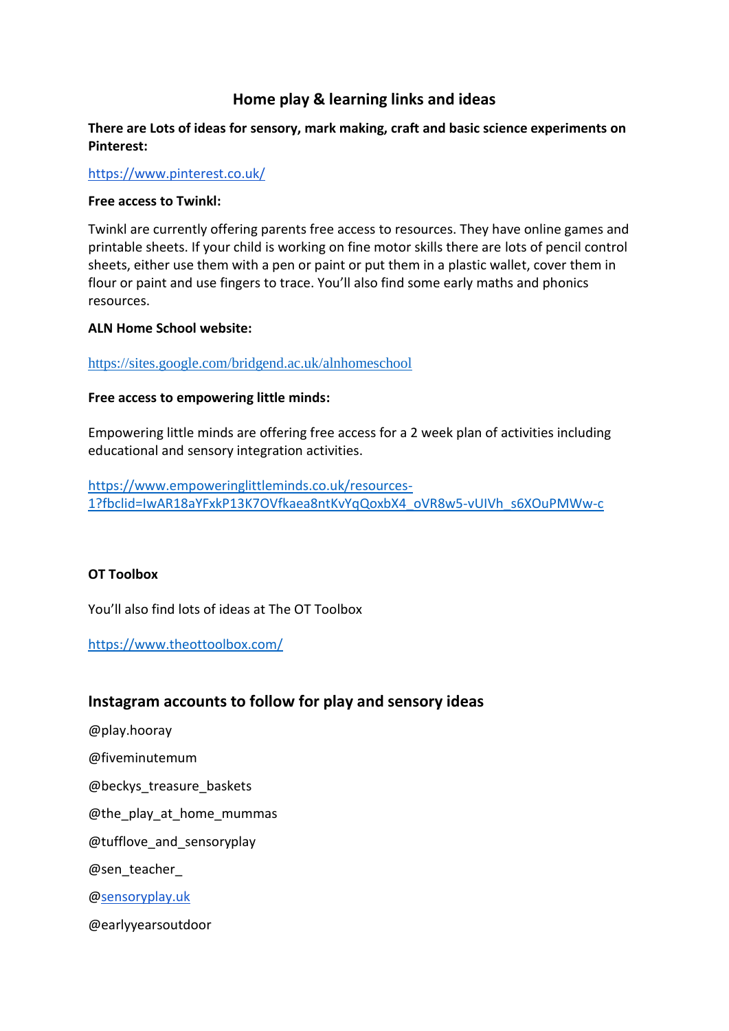# Home play & learning links and ideas

**There are Lots of ideas for sensory, mark making, craft and basic science experiments on Pinterest:**

https://www.pinterest.co.uk/

**Free access to Twinkl:**

Twinkl are currently offering parents free access to resources. They have online games and printable sheets. If your child is working on fine motor skills there are lots of pencil control sheets, either use them with a pen or paint or put them in a plastic wallet, cover them in flour or paint and use fingers to trace. You'll also find some early maths and phonics resources.

**ALN Home School website:**

https://sites.google.com/bridgend.ac.uk/alnhomeschool

**Free access to empowering little minds:**

Empowering little minds are offering free access for a 2 week plan of activities including educational and sensory integration activities.

https://www.empoweringlittleminds.co.uk/resources-1?fbclid=IwAR18aYFxkP13K7OVfkaea8ntKvYqQoxbX4_oVR8w5-vUIVh_s6XOuPMWw-c

**OT Toolbox**

You'll also find lots of ideas at The OT Toolbox

https://www.theottoolbox.com/

## Instagram accounts to follow for play and sensory ideas

@play.hooray

@fiveminutemum

@beckys_treasure_baskets

@the_play_at_home_mummas

@tufflove_and_sensoryplay

@sen_teacher_

@sensoryplay.uk

@earlyyearsoutdoor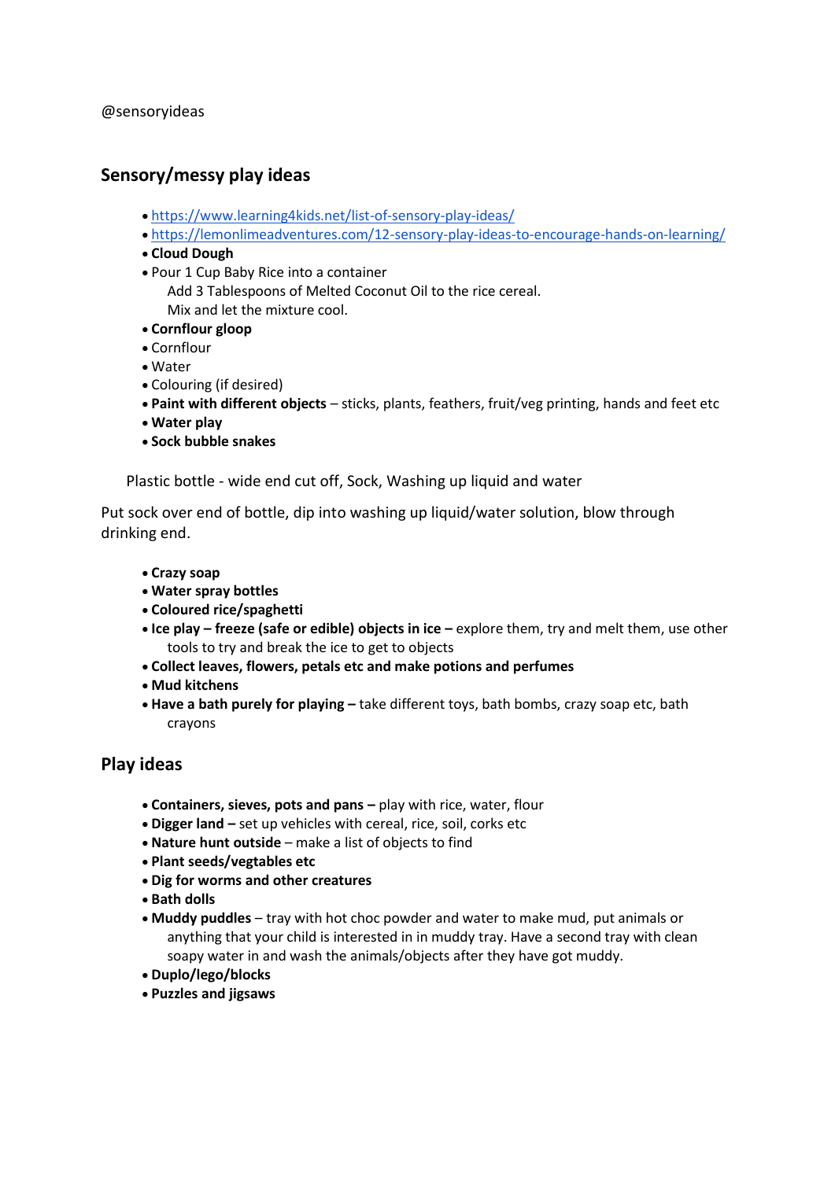@sensoryideas

## Sensory/messy play ideas

- https://www.learning4kids.net/list-of-sensory-play-ideas/
- https://lemonlimeadventures.com/12-sensory-play-ideas-to-encourage-hands-on-learning/
- **Cloud Dough**
- Pour 1 Cup Baby Rice into a container
  Add 3 Tablespoons of Melted Coconut Oil to the rice cereal.
  Mix and let the mixture cool.
- **Cornflour gloop**
- Cornflour
- Water
- Colouring (if desired)
- **Paint with different objects** – sticks, plants, feathers, fruit/veg printing, hands and feet etc
- **Water play**
- **Sock bubble snakes**

Plastic bottle - wide end cut off, Sock, Washing up liquid and water

Put sock over end of bottle, dip into washing up liquid/water solution, blow through drinking end.

- **Crazy soap**
- **Water spray bottles**
- **Coloured rice/spaghetti**
- **Ice play – freeze (safe or edible) objects in ice –** explore them, try and melt them, use other tools to try and break the ice to get to objects
- **Collect leaves, flowers, petals etc and make potions and perfumes**
- **Mud kitchens**
- **Have a bath purely for playing –** take different toys, bath bombs, crazy soap etc, bath crayons

## Play ideas

- **Containers, sieves, pots and pans –** play with rice, water, flour
- **Digger land –** set up vehicles with cereal, rice, soil, corks etc
- **Nature hunt outside** – make a list of objects to find
- **Plant seeds/vegtables etc**
- **Dig for worms and other creatures**
- **Bath dolls**
- **Muddy puddles** – tray with hot choc powder and water to make mud, put animals or anything that your child is interested in in muddy tray. Have a second tray with clean soapy water in and wash the animals/objects after they have got muddy.
- **Duplo/lego/blocks**
- **Puzzles and jigsaws**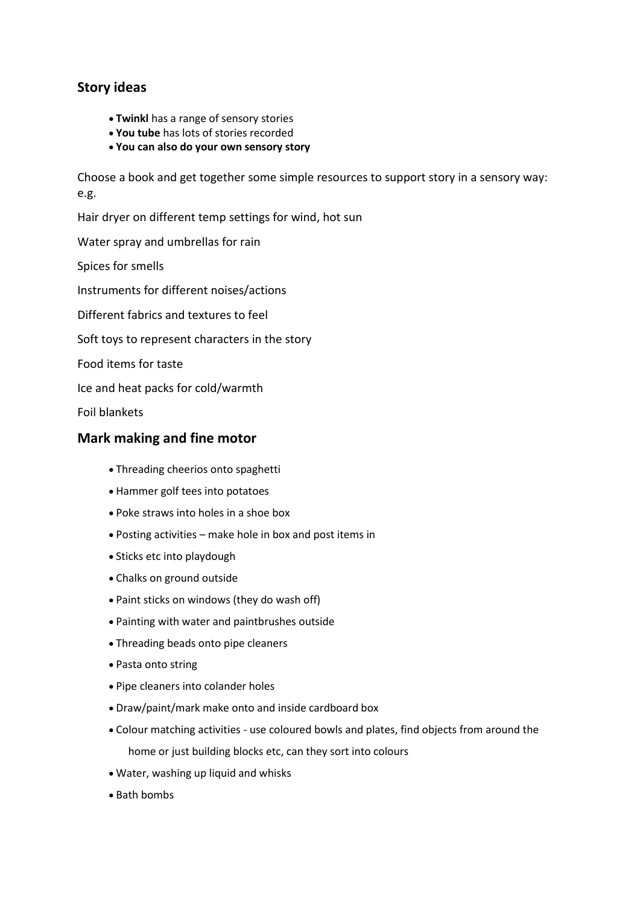## Story ideas

- **Twinkl** has a range of sensory stories
- **You tube** has lots of stories recorded
- **You can also do your own sensory story**

Choose a book and get together some simple resources to support story in a sensory way: e.g.

Hair dryer on different temp settings for wind, hot sun

Water spray and umbrellas for rain

Spices for smells

Instruments for different noises/actions

Different fabrics and textures to feel

Soft toys to represent characters in the story

Food items for taste

Ice and heat packs for cold/warmth

Foil blankets

## Mark making and fine motor

- Threading cheerios onto spaghetti
- Hammer golf tees into potatoes
- Poke straws into holes in a shoe box
- Posting activities – make hole in box and post items in
- Sticks etc into playdough
- Chalks on ground outside
- Paint sticks on windows (they do wash off)
- Painting with water and paintbrushes outside
- Threading beads onto pipe cleaners
- Pasta onto string
- Pipe cleaners into colander holes
- Draw/paint/mark make onto and inside cardboard box
- Colour matching activities - use coloured bowls and plates, find objects from around the home or just building blocks etc, can they sort into colours
- Water, washing up liquid and whisks
- Bath bombs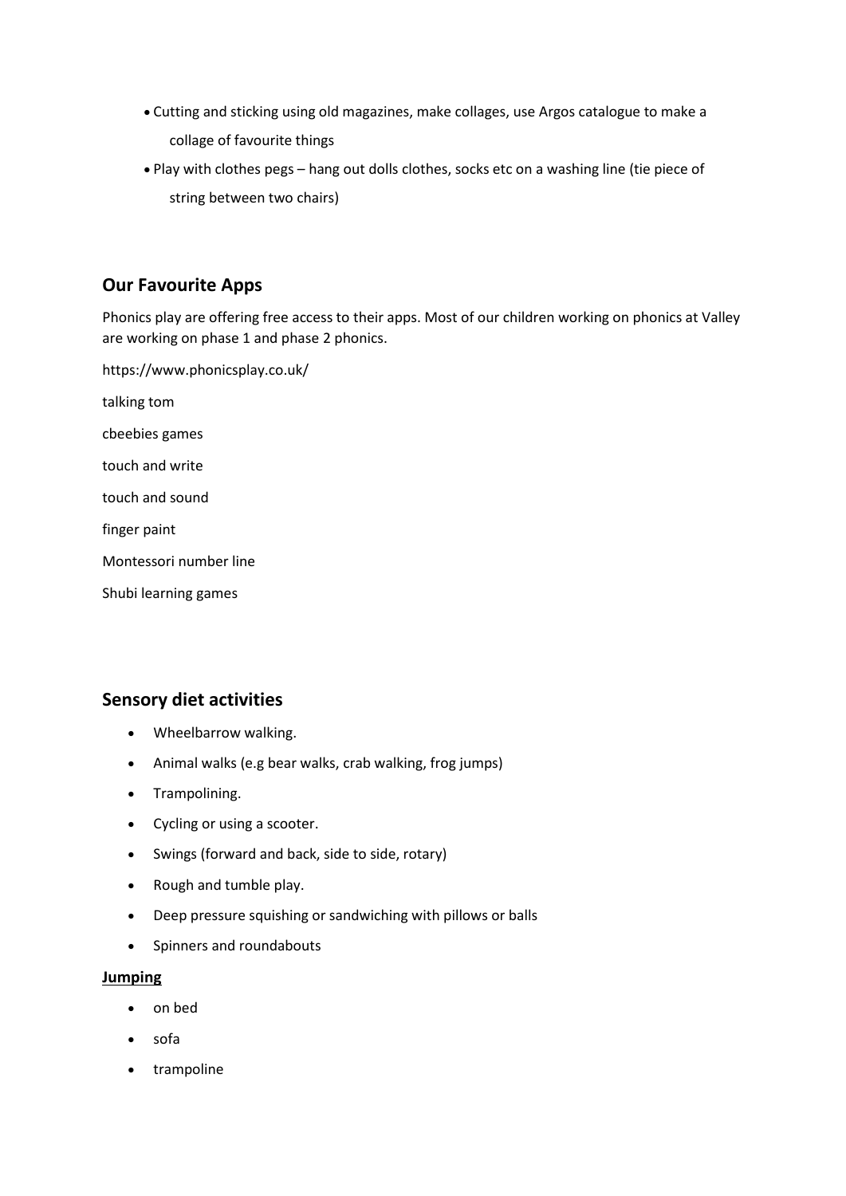- Cutting and sticking using old magazines, make collages, use Argos catalogue to make a collage of favourite things
- Play with clothes pegs – hang out dolls clothes, socks etc on a washing line (tie piece of string between two chairs)

## Our Favourite Apps

Phonics play are offering free access to their apps. Most of our children working on phonics at Valley are working on phase 1 and phase 2 phonics.

https://www.phonicsplay.co.uk/

talking tom

cbeebies games

touch and write

touch and sound

finger paint

Montessori number line

Shubi learning games

## Sensory diet activities

- Wheelbarrow walking.
- Animal walks (e.g bear walks, crab walking, frog jumps)
- Trampolining.
- Cycling or using a scooter.
- Swings (forward and back, side to side, rotary)
- Rough and tumble play.
- Deep pressure squishing or sandwiching with pillows or balls
- Spinners and roundabouts

**Jumping**

- on bed
- sofa
- trampoline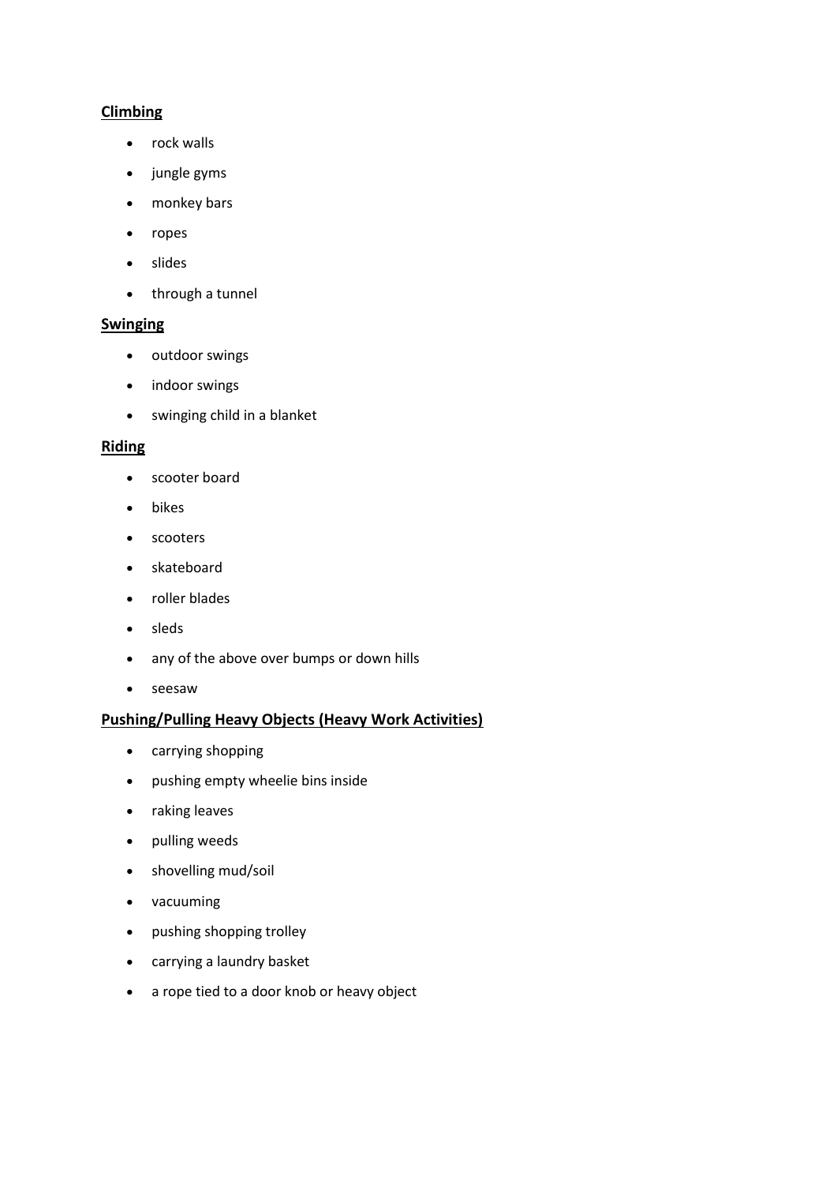**Climbing**

- rock walls
- jungle gyms
- monkey bars
- ropes
- slides
- through a tunnel

**Swinging**

- outdoor swings
- indoor swings
- swinging child in a blanket

**Riding**

- scooter board
- bikes
- scooters
- skateboard
- roller blades
- sleds
- any of the above over bumps or down hills
- seesaw

**Pushing/Pulling Heavy Objects (Heavy Work Activities)**

- carrying shopping
- pushing empty wheelie bins inside
- raking leaves
- pulling weeds
- shovelling mud/soil
- vacuuming
- pushing shopping trolley
- carrying a laundry basket
- a rope tied to a door knob or heavy object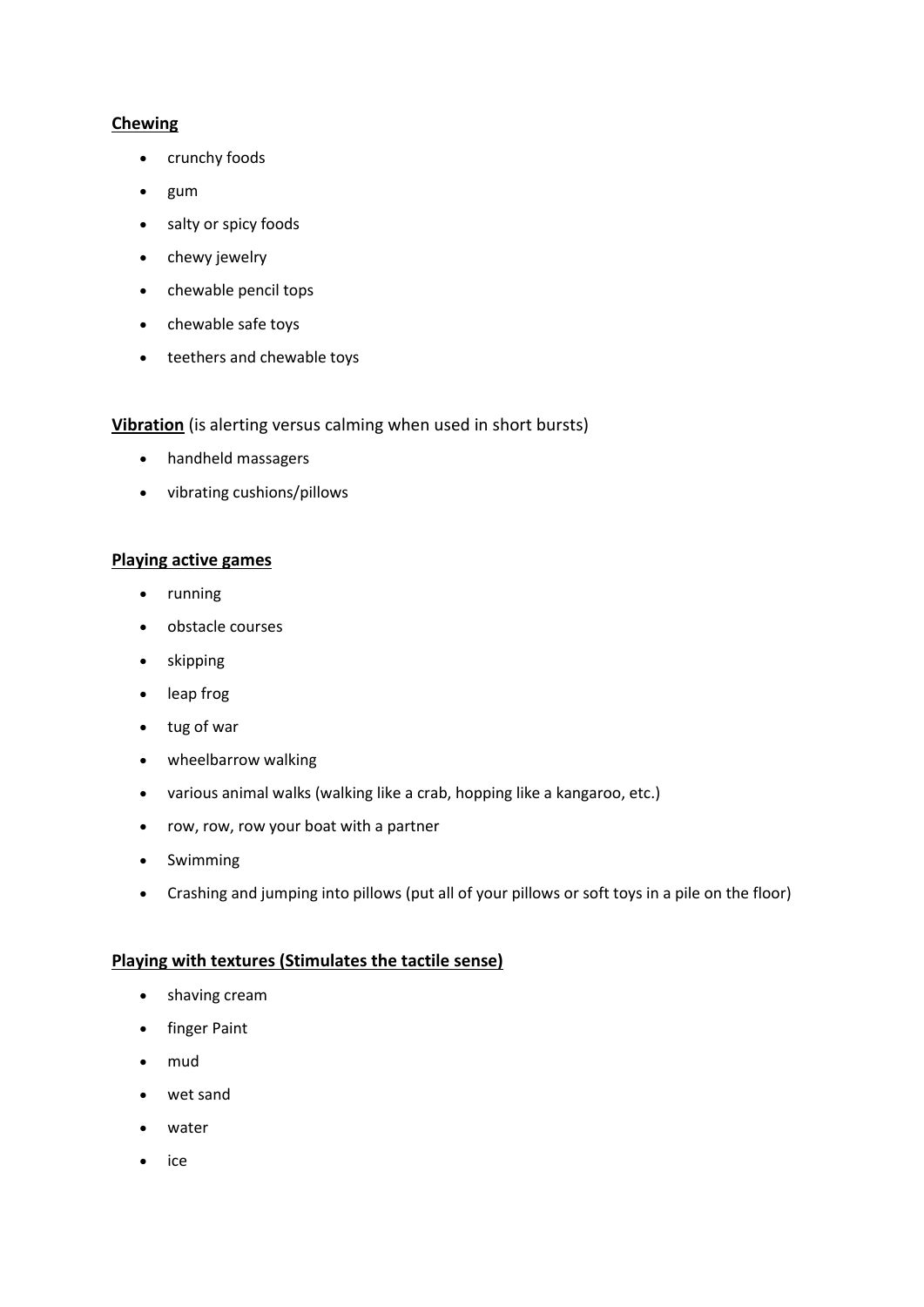**Chewing**

- crunchy foods
- gum
- salty or spicy foods
- chewy jewelry
- chewable pencil tops
- chewable safe toys
- teethers and chewable toys

**Vibration** (is alerting versus calming when used in short bursts)

- handheld massagers
- vibrating cushions/pillows

**Playing active games**

- running
- obstacle courses
- skipping
- leap frog
- tug of war
- wheelbarrow walking
- various animal walks (walking like a crab, hopping like a kangaroo, etc.)
- row, row, row your boat with a partner
- Swimming
- Crashing and jumping into pillows (put all of your pillows or soft toys in a pile on the floor)

**Playing with textures (Stimulates the tactile sense)**

- shaving cream
- finger Paint
- mud
- wet sand
- water
- ice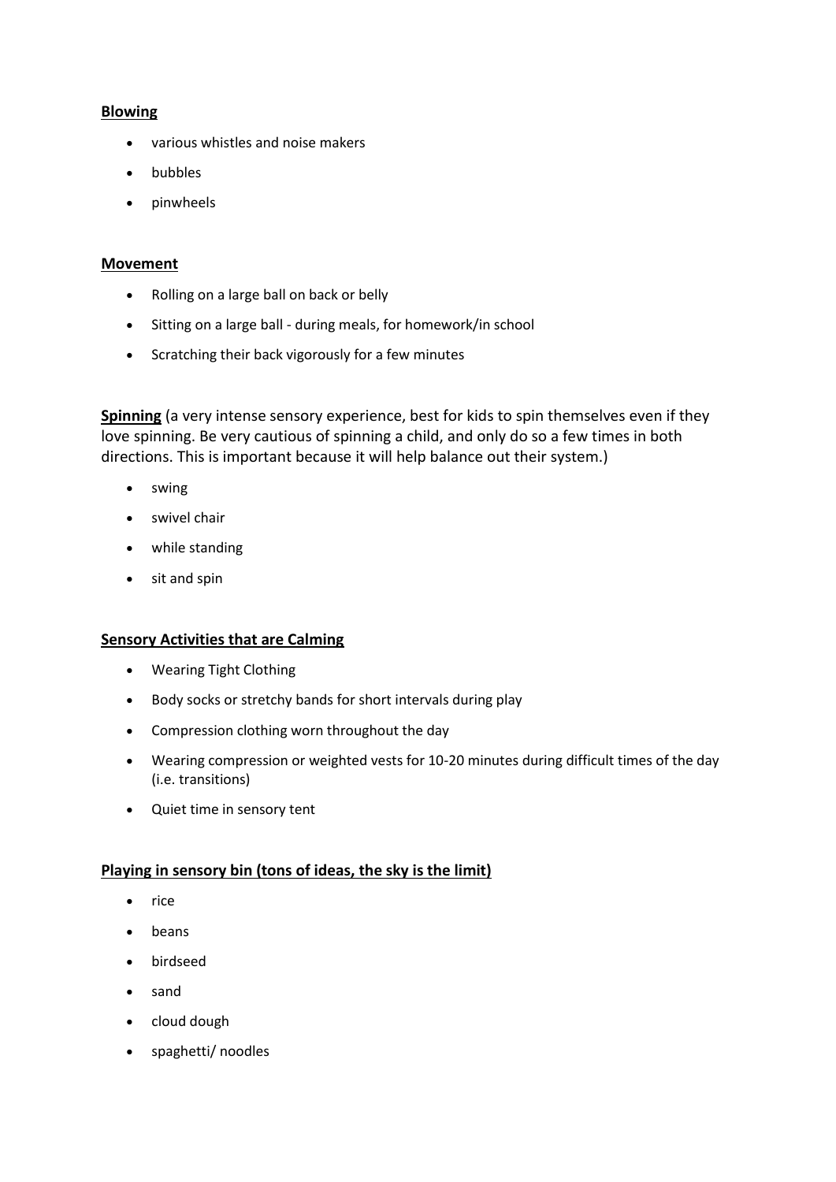**Blowing**

- various whistles and noise makers
- bubbles
- pinwheels

**Movement**

- Rolling on a large ball on back or belly
- Sitting on a large ball - during meals, for homework/in school
- Scratching their back vigorously for a few minutes

**Spinning** (a very intense sensory experience, best for kids to spin themselves even if they love spinning. Be very cautious of spinning a child, and only do so a few times in both directions. This is important because it will help balance out their system.)

- swing
- swivel chair
- while standing
- sit and spin

**Sensory Activities that are Calming**

- Wearing Tight Clothing
- Body socks or stretchy bands for short intervals during play
- Compression clothing worn throughout the day
- Wearing compression or weighted vests for 10-20 minutes during difficult times of the day (i.e. transitions)
- Quiet time in sensory tent

**Playing in sensory bin (tons of ideas, the sky is the limit)**

- rice
- beans
- birdseed
- sand
- cloud dough
- spaghetti/ noodles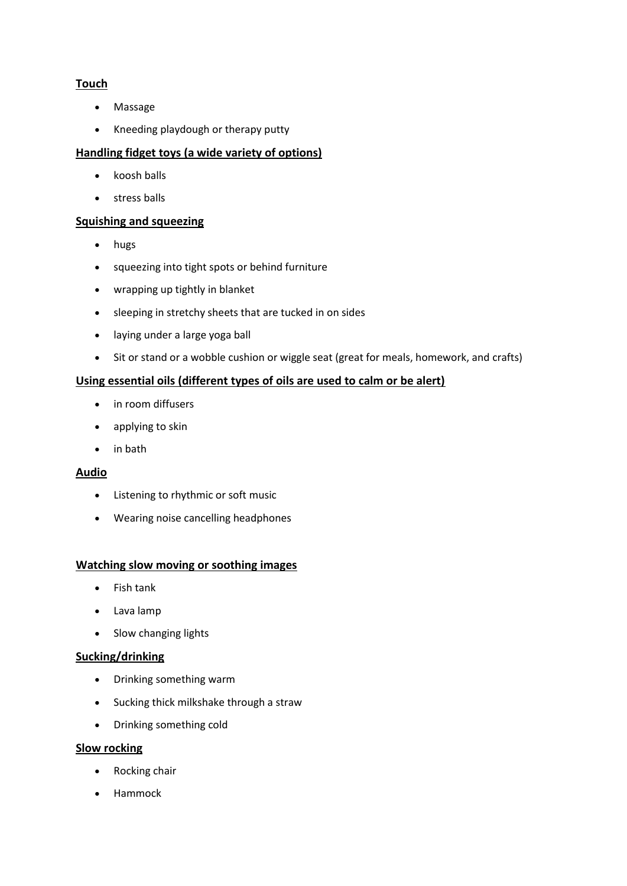**Touch**

- Massage
- Kneeding playdough or therapy putty

**Handling fidget toys (a wide variety of options)**

- koosh balls
- stress balls

**Squishing and squeezing**

- hugs
- squeezing into tight spots or behind furniture
- wrapping up tightly in blanket
- sleeping in stretchy sheets that are tucked in on sides
- laying under a large yoga ball
- Sit or stand or a wobble cushion or wiggle seat (great for meals, homework, and crafts)

**Using essential oils (different types of oils are used to calm or be alert)**

- in room diffusers
- applying to skin
- in bath

**Audio**

- Listening to rhythmic or soft music
- Wearing noise cancelling headphones

**Watching slow moving or soothing images**

- Fish tank
- Lava lamp
- Slow changing lights

**Sucking/drinking**

- Drinking something warm
- Sucking thick milkshake through a straw
- Drinking something cold

**Slow rocking**

- Rocking chair
- Hammock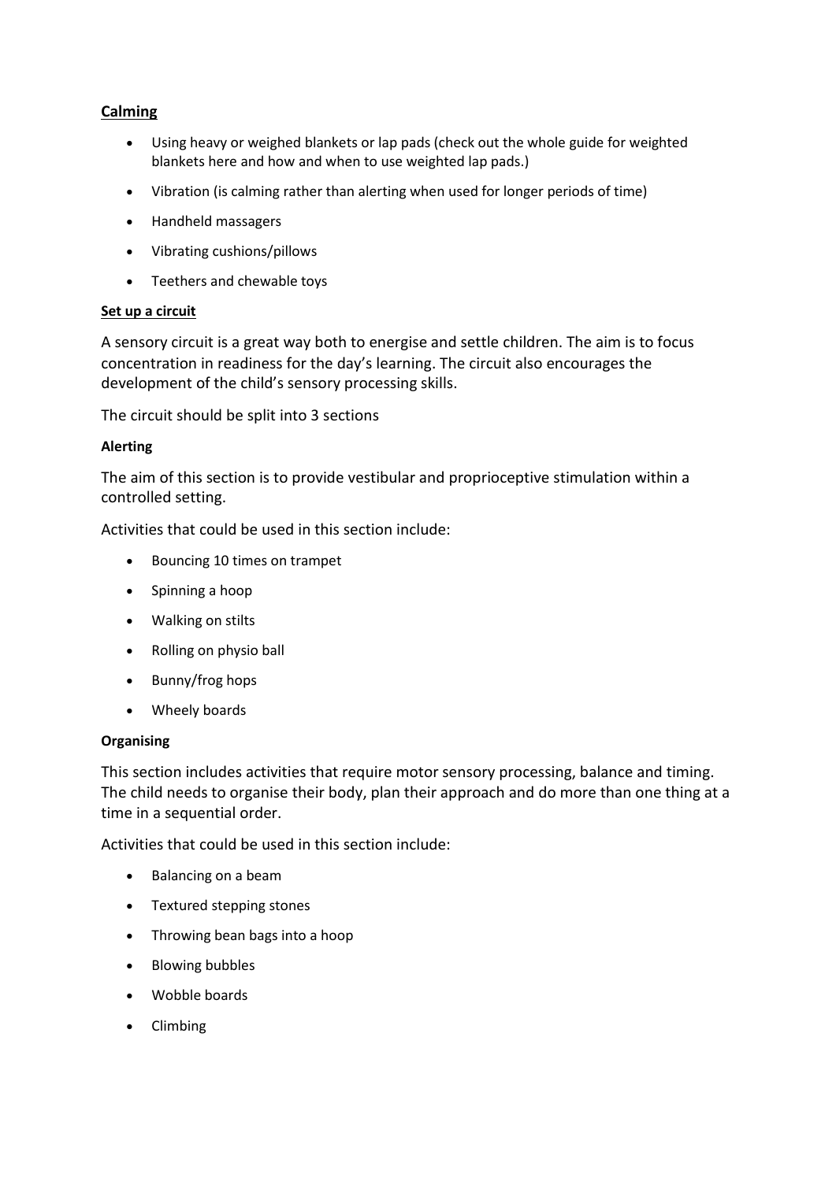**Calming**

- Using heavy or weighed blankets or lap pads (check out the whole guide for weighted blankets here and how and when to use weighted lap pads.)
- Vibration (is calming rather than alerting when used for longer periods of time)
- Handheld massagers
- Vibrating cushions/pillows
- Teethers and chewable toys

**Set up a circuit**

A sensory circuit is a great way both to energise and settle children. The aim is to focus concentration in readiness for the day's learning. The circuit also encourages the development of the child's sensory processing skills.

The circuit should be split into 3 sections

**Alerting**

The aim of this section is to provide vestibular and proprioceptive stimulation within a controlled setting.

Activities that could be used in this section include:

- Bouncing 10 times on trampet
- Spinning a hoop
- Walking on stilts
- Rolling on physio ball
- Bunny/frog hops
- Wheely boards

**Organising**

This section includes activities that require motor sensory processing, balance and timing. The child needs to organise their body, plan their approach and do more than one thing at a time in a sequential order.

Activities that could be used in this section include:

- Balancing on a beam
- Textured stepping stones
- Throwing bean bags into a hoop
- Blowing bubbles
- Wobble boards
- Climbing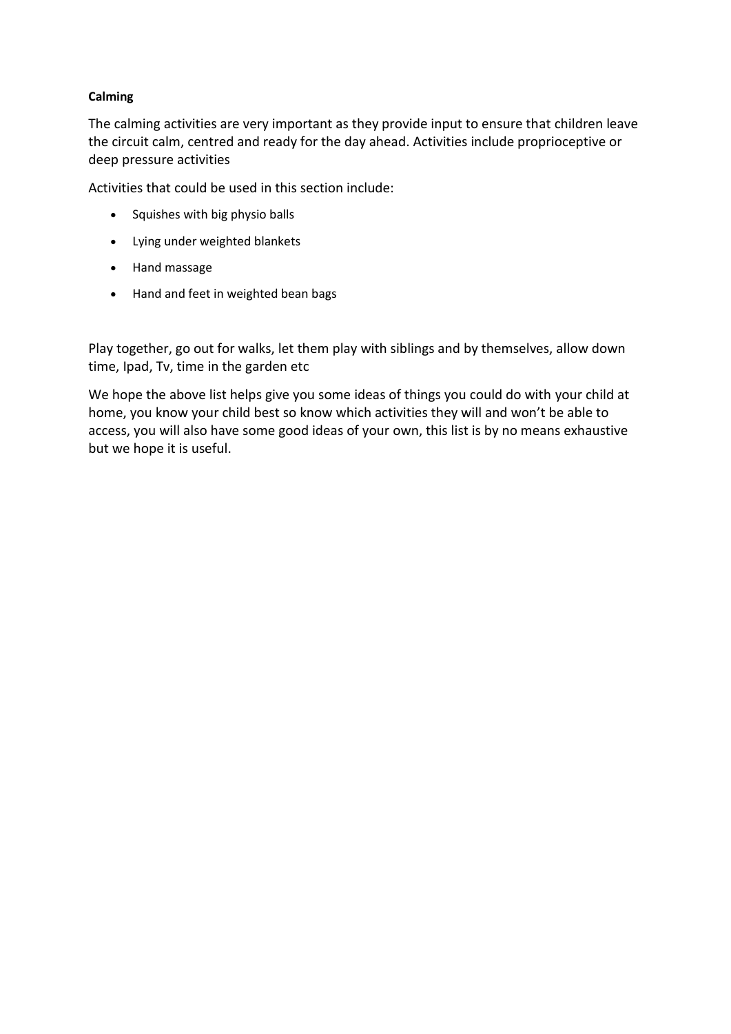**Calming**

The calming activities are very important as they provide input to ensure that children leave the circuit calm, centred and ready for the day ahead. Activities include proprioceptive or deep pressure activities

Activities that could be used in this section include:

- Squishes with big physio balls
- Lying under weighted blankets
- Hand massage
- Hand and feet in weighted bean bags

Play together, go out for walks, let them play with siblings and by themselves, allow down time, Ipad, Tv, time in the garden etc

We hope the above list helps give you some ideas of things you could do with your child at home, you know your child best so know which activities they will and won't be able to access, you will also have some good ideas of your own, this list is by no means exhaustive but we hope it is useful.